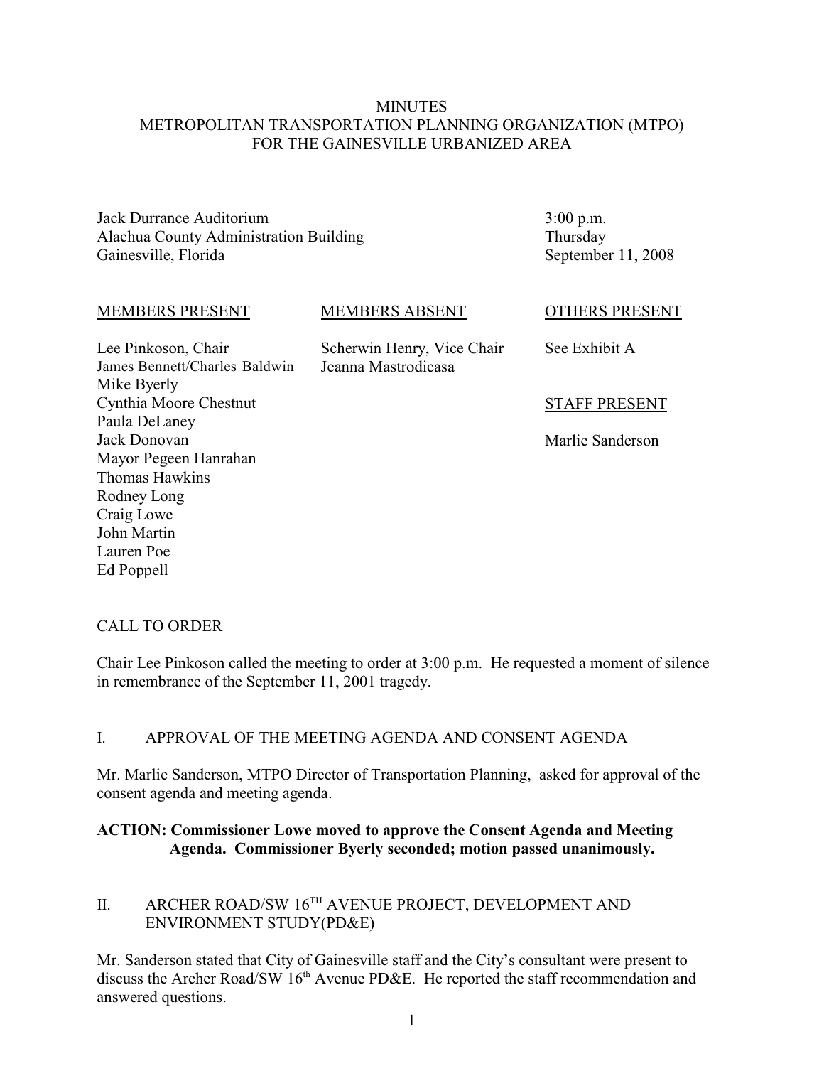# MINUTES
## METROPOLITAN TRANSPORTATION PLANNING ORGANIZATION (MTPO) FOR THE GAINESVILLE URBANIZED AREA

Jack Durrance Auditorium
Alachua County Administration Building
Gainesville, Florida

3:00 p.m.
Thursday
September 11, 2008

| MEMBERS PRESENT | MEMBERS ABSENT | OTHERS PRESENT |
|---|---|---|
| Lee Pinkoson, Chair | Scherwin Henry, Vice Chair | See Exhibit A |
| James Bennett/Charles Baldwin | Jeanna Mastrodicasa | |
| Mike Byerly | | |
| Cynthia Moore Chestnut | | STAFF PRESENT |
| Paula DeLaney | | |
| Jack Donovan | | Marlie Sanderson |
| Mayor Pegeen Hanrahan | | |
| Thomas Hawkins | | |
| Rodney Long | | |
| Craig Lowe | | |
| John Martin | | |
| Lauren Poe | | |
| Ed Poppell | | |

## CALL TO ORDER

Chair Lee Pinkoson called the meeting to order at 3:00 p.m. He requested a moment of silence in remembrance of the September 11, 2001 tragedy.

## I. APPROVAL OF THE MEETING AGENDA AND CONSENT AGENDA

Mr. Marlie Sanderson, MTPO Director of Transportation Planning, asked for approval of the consent agenda and meeting agenda.

**ACTION: Commissioner Lowe moved to approve the Consent Agenda and Meeting Agenda. Commissioner Byerly seconded; motion passed unanimously.**

## II. ARCHER ROAD/SW 16TH AVENUE PROJECT, DEVELOPMENT AND ENVIRONMENT STUDY(PD&E)

Mr. Sanderson stated that City of Gainesville staff and the City's consultant were present to discuss the Archer Road/SW 16th Avenue PD&E. He reported the staff recommendation and answered questions.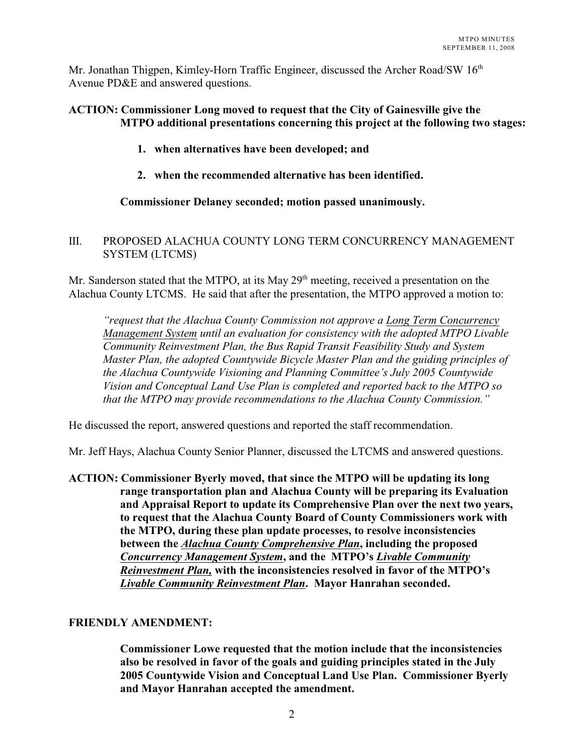Mr. Jonathan Thigpen, Kimley-Horn Traffic Engineer, discussed the Archer Road/SW 16th Avenue PD&E and answered questions.

**ACTION: Commissioner Long moved to request that the City of Gainesville give the MTPO additional presentations concerning this project at the following two stages:**

1. **when alternatives have been developed; and**
2. **when the recommended alternative has been identified.**

**Commissioner Delaney seconded; motion passed unanimously.**

## III. PROPOSED ALACHUA COUNTY LONG TERM CONCURRENCY MANAGEMENT SYSTEM (LTCMS)

Mr. Sanderson stated that the MTPO, at its May 29th meeting, received a presentation on the Alachua County LTCMS. He said that after the presentation, the MTPO approved a motion to:

> *"request that the Alachua County Commission not approve a Long Term Concurrency Management System until an evaluation for consistency with the adopted MTPO Livable Community Reinvestment Plan, the Bus Rapid Transit Feasibility Study and System Master Plan, the adopted Countywide Bicycle Master Plan and the guiding principles of the Alachua Countywide Visioning and Planning Committee's July 2005 Countywide Vision and Conceptual Land Use Plan is completed and reported back to the MTPO so that the MTPO may provide recommendations to the Alachua County Commission."*

He discussed the report, answered questions and reported the staff recommendation.

Mr. Jeff Hays, Alachua County Senior Planner, discussed the LTCMS and answered questions.

**ACTION: Commissioner Byerly moved, that since the MTPO will be updating its long range transportation plan and Alachua County will be preparing its Evaluation and Appraisal Report to update its Comprehensive Plan over the next two years, to request that the Alachua County Board of County Commissioners work with the MTPO, during these plan update processes, to resolve inconsistencies between the *Alachua County Comprehensive Plan*, including the proposed *Concurrency Management System*, and the MTPO's *Livable Community Reinvestment Plan,* with the inconsistencies resolved in favor of the MTPO's *Livable Community Reinvestment Plan*. Mayor Hanrahan seconded.**

**FRIENDLY AMENDMENT:**

**Commissioner Lowe requested that the motion include that the inconsistencies also be resolved in favor of the goals and guiding principles stated in the July 2005 Countywide Vision and Conceptual Land Use Plan. Commissioner Byerly and Mayor Hanrahan accepted the amendment.**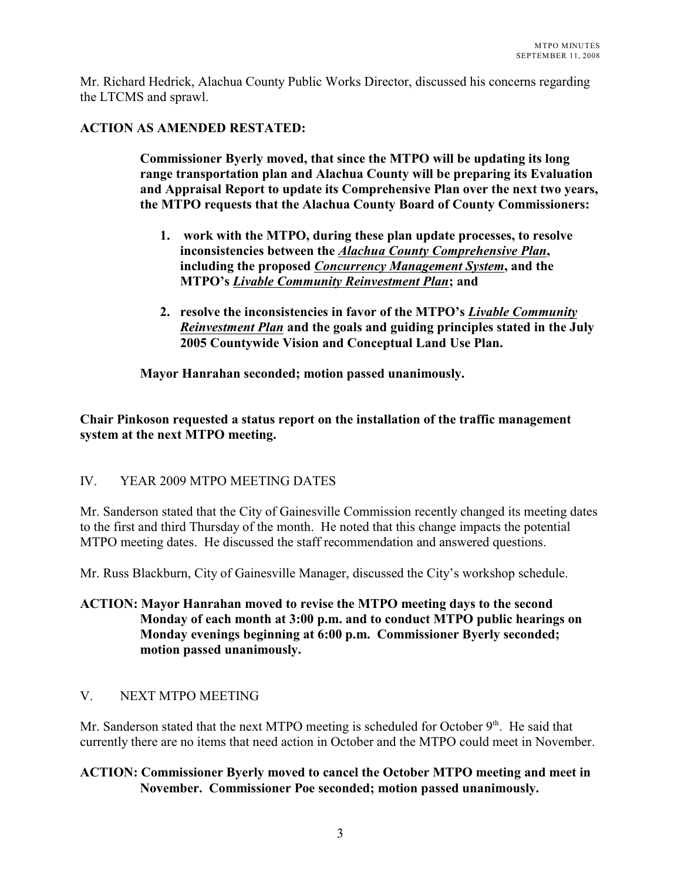Mr. Richard Hedrick, Alachua County Public Works Director, discussed his concerns regarding the LTCMS and sprawl.

**ACTION AS AMENDED RESTATED:**

> **Commissioner Byerly moved, that since the MTPO will be updating its long range transportation plan and Alachua County will be preparing its Evaluation and Appraisal Report to update its Comprehensive Plan over the next two years, the MTPO requests that the Alachua County Board of County Commissioners:**
>
> 1. **work with the MTPO, during these plan update processes, to resolve inconsistencies between the *Alachua County Comprehensive Plan*, including the proposed *Concurrency Management System*, and the MTPO's *Livable Community Reinvestment Plan*; and**
> 2. **resolve the inconsistencies in favor of the MTPO's *Livable Community Reinvestment Plan* and the goals and guiding principles stated in the July 2005 Countywide Vision and Conceptual Land Use Plan.**
>
> **Mayor Hanrahan seconded; motion passed unanimously.**

**Chair Pinkoson requested a status report on the installation of the traffic management system at the next MTPO meeting.**

## IV. YEAR 2009 MTPO MEETING DATES

Mr. Sanderson stated that the City of Gainesville Commission recently changed its meeting dates to the first and third Thursday of the month. He noted that this change impacts the potential MTPO meeting dates. He discussed the staff recommendation and answered questions.

Mr. Russ Blackburn, City of Gainesville Manager, discussed the City's workshop schedule.

**ACTION: Mayor Hanrahan moved to revise the MTPO meeting days to the second Monday of each month at 3:00 p.m. and to conduct MTPO public hearings on Monday evenings beginning at 6:00 p.m. Commissioner Byerly seconded; motion passed unanimously.**

## V. NEXT MTPO MEETING

Mr. Sanderson stated that the next MTPO meeting is scheduled for October 9th. He said that currently there are no items that need action in October and the MTPO could meet in November.

**ACTION: Commissioner Byerly moved to cancel the October MTPO meeting and meet in November. Commissioner Poe seconded; motion passed unanimously.**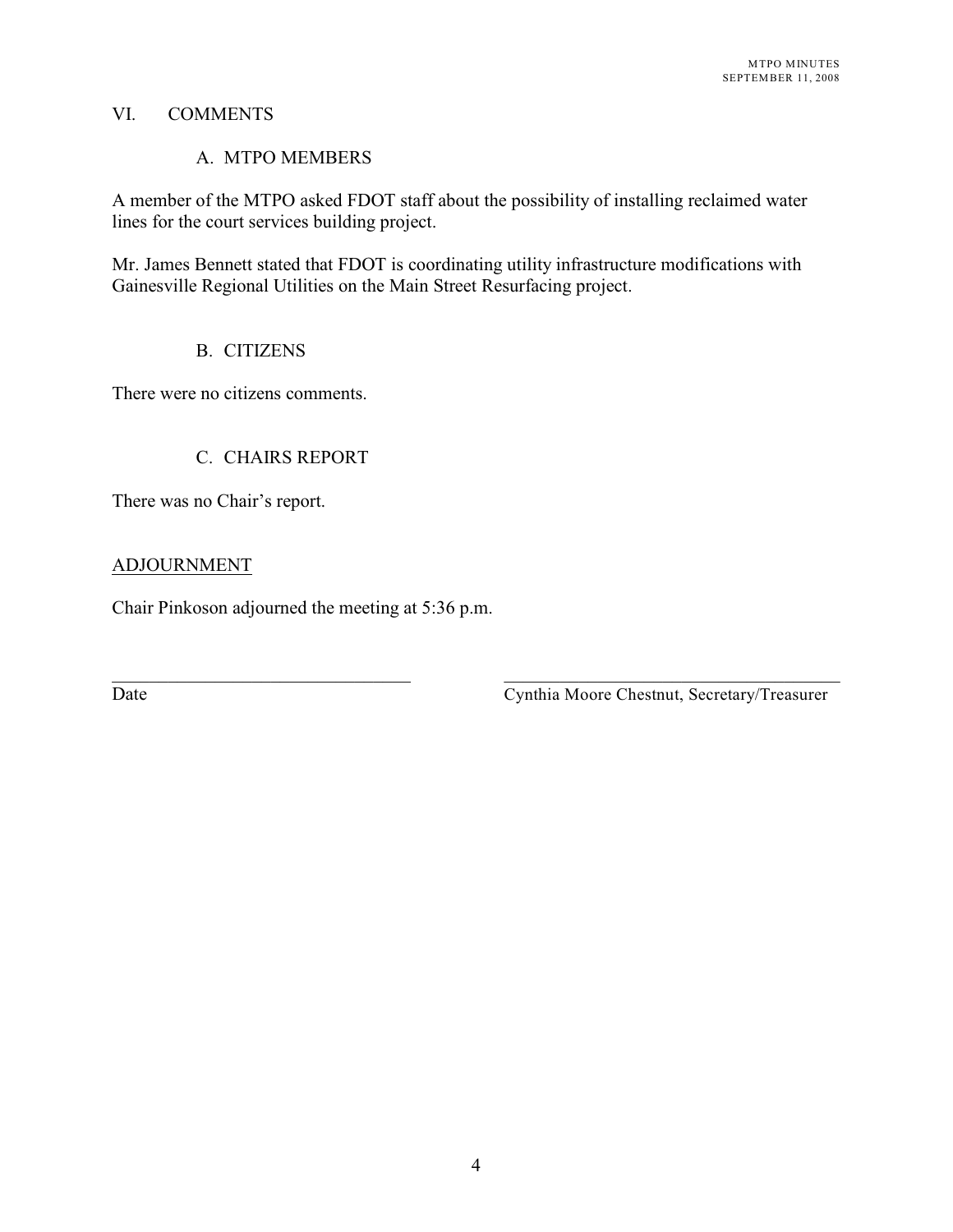## VI. COMMENTS

### A. MTPO MEMBERS

A member of the MTPO asked FDOT staff about the possibility of installing reclaimed water lines for the court services building project.

Mr. James Bennett stated that FDOT is coordinating utility infrastructure modifications with Gainesville Regional Utilities on the Main Street Resurfacing project.

### B. CITIZENS

There were no citizens comments.

### C. CHAIRS REPORT

There was no Chair's report.

## ADJOURNMENT

Chair Pinkoson adjourned the meeting at 5:36 p.m.

\_\_\_\_\_\_\_\_\_\_\_\_\_\_\_\_\_\_\_\_\_\_\_\_\_\_\_\_\_\_\_\_
Date

\_\_\_\_\_\_\_\_\_\_\_\_\_\_\_\_\_\_\_\_\_\_\_\_\_\_\_\_\_\_\_\_
Cynthia Moore Chestnut, Secretary/Treasurer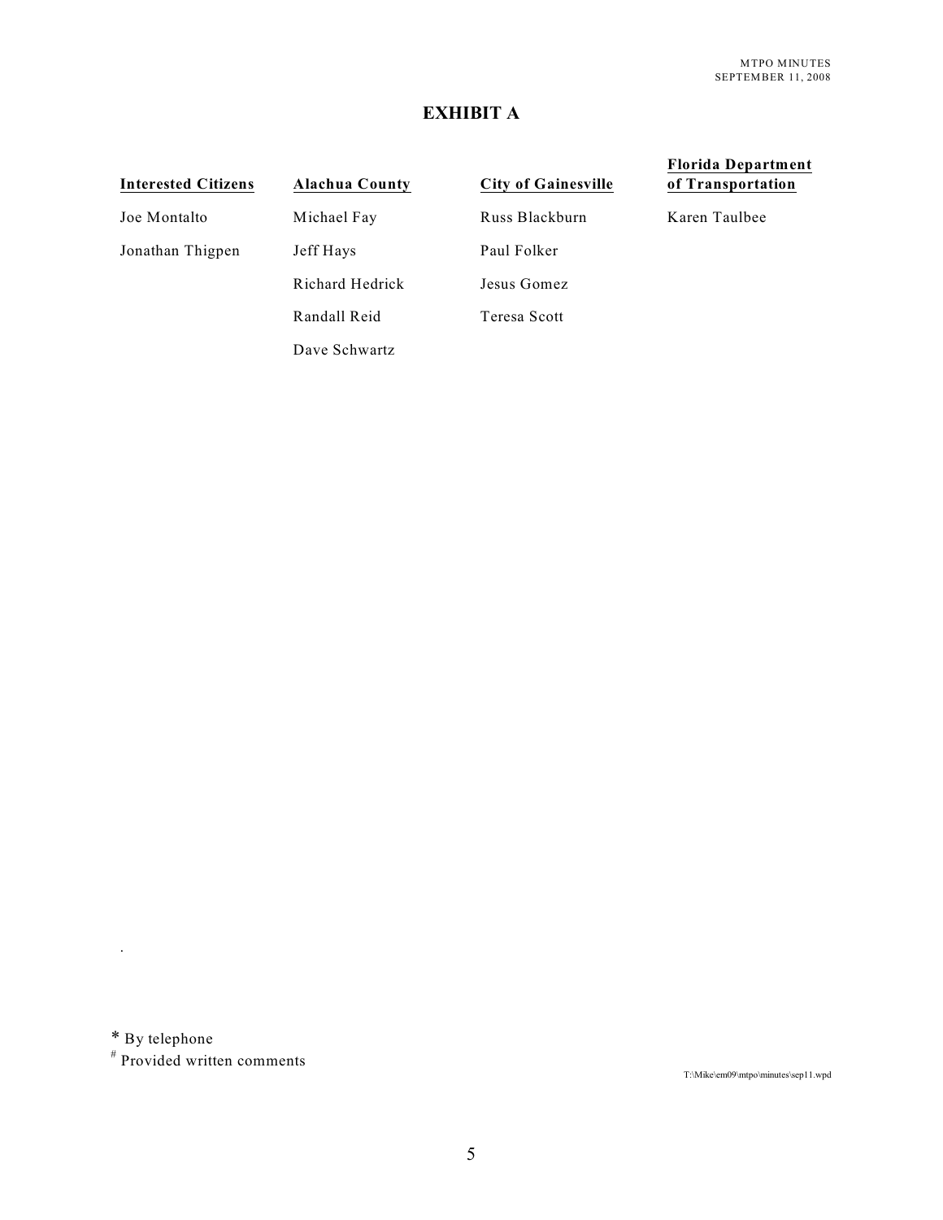# EXHIBIT A

| Interested Citizens | Alachua County | City of Gainesville | Florida Department of Transportation |
|---|---|---|---|
| Joe Montalto | Michael Fay | Russ Blackburn | Karen Taulbee |
| Jonathan Thigpen | Jeff Hays | Paul Folker | |
| | Richard Hedrick | Jesus Gomez | |
| | Randall Reid | Teresa Scott | |
| | Dave Schwartz | | |

\* By telephone
[#] Provided written comments

T:\Mike\em09\mtpo\minutes\sep11.wpd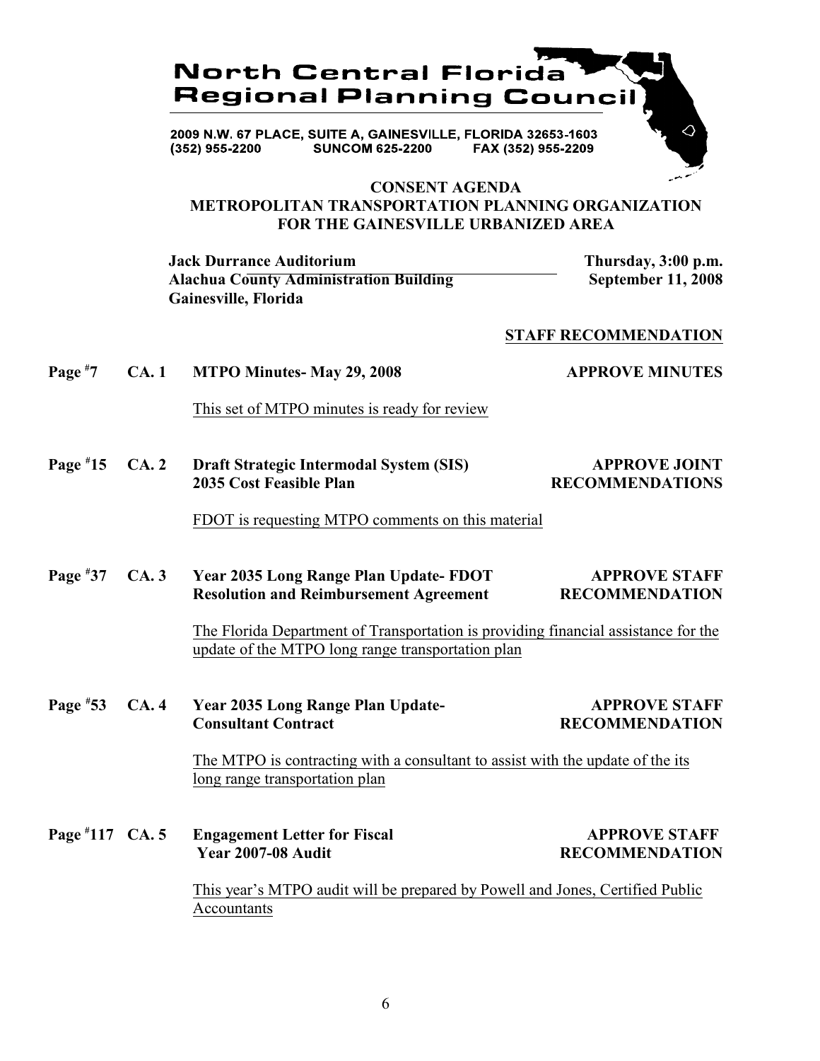# North Central Florida Regional Planning Council

2009 N.W. 67 PLACE, SUITE A, GAINESVILLE, FLORIDA 32653-1603
(352) 955-2200 SUNCOM 625-2200 FAX (352) 955-2209

## CONSENT AGENDA
## METROPOLITAN TRANSPORTATION PLANNING ORGANIZATION FOR THE GAINESVILLE URBANIZED AREA

**Jack Durrance Auditorium**
**Alachua County Administration Building**
**Gainesville, Florida**

**Thursday, 3:00 p.m.**
**September 11, 2008**

**STAFF RECOMMENDATION**

**Page #7 CA. 1 MTPO Minutes- May 29, 2008** — **APPROVE MINUTES**

This set of MTPO minutes is ready for review

**Page #15 CA. 2 Draft Strategic Intermodal System (SIS) 2035 Cost Feasible Plan** — **APPROVE JOINT RECOMMENDATIONS**

FDOT is requesting MTPO comments on this material

**Page #37 CA. 3 Year 2035 Long Range Plan Update- FDOT Resolution and Reimbursement Agreement** — **APPROVE STAFF RECOMMENDATION**

The Florida Department of Transportation is providing financial assistance for the update of the MTPO long range transportation plan

**Page #53 CA. 4 Year 2035 Long Range Plan Update- Consultant Contract** — **APPROVE STAFF RECOMMENDATION**

The MTPO is contracting with a consultant to assist with the update of the its long range transportation plan

**Page #117 CA. 5 Engagement Letter for Fiscal Year 2007-08 Audit** — **APPROVE STAFF RECOMMENDATION**

This year's MTPO audit will be prepared by Powell and Jones, Certified Public Accountants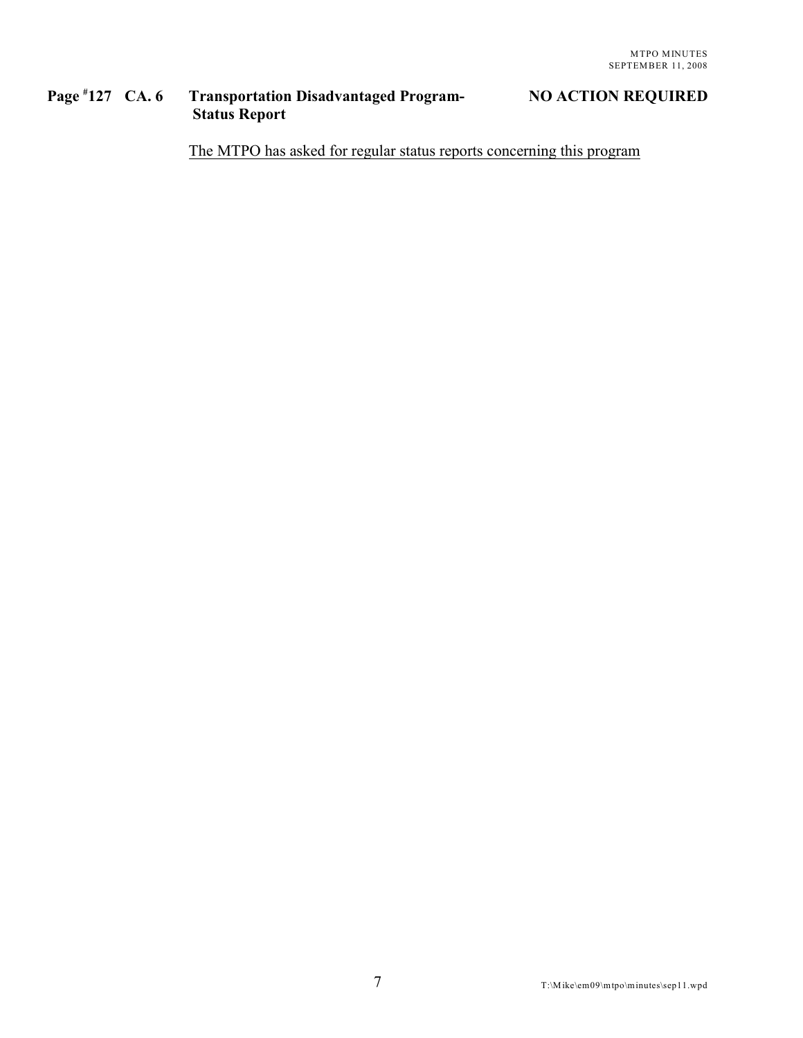**Page #127 CA. 6 Transportation Disadvantaged Program- Status Report** **NO ACTION REQUIRED**

The MTPO has asked for regular status reports concerning this program

T:\Mike\em09\mtpo\minutes\sep11.wpd